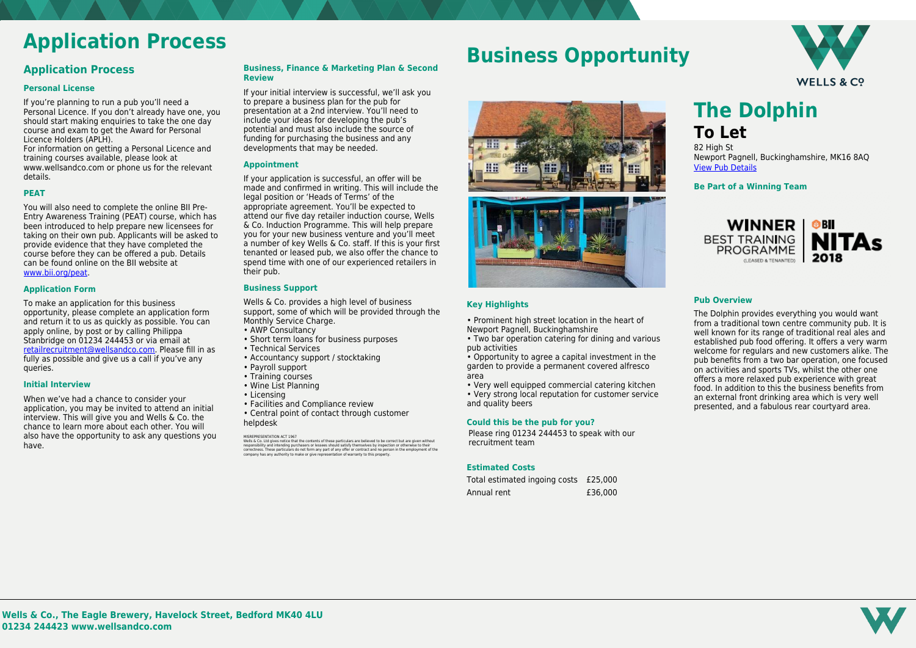# Application Process

## Application Process

### Personal License

If you're planning to run a pub you'll need a Personal Licence. If you don't already have one, you should start making enquiries to take the one day course and exam to get the Award for Personal Licence Holders (APLH).
For information on getting a Personal Licence and training courses available, please look at www.wellsandco.com or phone us for the relevant details.

### PEAT

You will also need to complete the online BII Pre-Entry Awareness Training (PEAT) course, which has been introduced to help prepare new licensees for taking on their own pub. Applicants will be asked to provide evidence that they have completed the course before they can be offered a pub. Details can be found online on the BII website at www.bii.org/peat.

### Application Form

To make an application for this business opportunity, please complete an application form and return it to us as quickly as possible. You can apply online, by post or by calling Philippa Stanbridge on 01234 244453 or via email at retailrecruitment@wellsandco.com. Please fill in as fully as possible and give us a call if you've any queries.

### Initial Interview

When we've had a chance to consider your application, you may be invited to attend an initial interview. This will give you and Wells & Co. the chance to learn more about each other. You will also have the opportunity to ask any questions you have.

### Business, Finance & Marketing Plan & Second Review

If your initial interview is successful, we'll ask you to prepare a business plan for the pub for presentation at a 2nd interview. You'll need to include your ideas for developing the pub's potential and must also include the source of funding for purchasing the business and any developments that may be needed.

### Appointment

If your application is successful, an offer will be made and confirmed in writing. This will include the legal position or 'Heads of Terms' of the appropriate agreement. You'll be expected to attend our five day retailer induction course, Wells & Co. Induction Programme. This will help prepare you for your new business venture and you'll meet a number of key Wells & Co. staff. If this is your first tenanted or leased pub, we also offer the chance to spend time with one of our experienced retailers in their pub.

### Business Support

Wells & Co. provides a high level of business support, some of which will be provided through the Monthly Service Charge.

- AWP Consultancy
- Short term loans for business purposes
- Technical Services
- Accountancy support / stocktaking
- Payroll support
- Training courses
- Wine List Planning
- Licensing
- Facilities and Compliance review
- Central point of contact through customer helpdesk

MISREPRESENTATION ACT 1967
Wells & Co. Ltd gives notice that the contents of these particulars are believed to be correct but are given without responsibility and intending purchasers or lessees should satisfy themselves by inspection or otherwise to their correctness. These particulars do not form any part of any offer or contract and no person in the employment of the company has any authority to make or give representation of warranty to this property.

# Business Opportunity

WELLS & Co

# The Dolphin

## To Let

82 High St
Newport Pagnell, Buckinghamshire, MK16 8AQ
View Pub Details

### Be Part of a Winning Team

WINNER BEST TRAINING PROGRAMME (LEASED & TENANTED) — BII NITAs 2018

### Key Highlights

- Prominent high street location in the heart of Newport Pagnell, Buckinghamshire
- Two bar operation catering for dining and various pub activities
- Opportunity to agree a capital investment in the garden to provide a permanent covered alfresco area
- Very well equipped commercial catering kitchen
- Very strong local reputation for customer service and quality beers

### Could this be the pub for you?

Please ring 01234 244453 to speak with our recruitment team

### Estimated Costs

| | |
|---|---|
| Total estimated ingoing costs | £25,000 |
| Annual rent | £36,000 |

### Pub Overview

The Dolphin provides everything you would want from a traditional town centre community pub. It is well known for its range of traditional real ales and established pub food offering. It offers a very warm welcome for regulars and new customers alike. The pub benefits from a two bar operation, one focused on activities and sports TVs, whilst the other one offers a more relaxed pub experience with great food. In addition to this the business benefits from an external front drinking area which is very well presented, and a fabulous rear courtyard area.

**Wells & Co., The Eagle Brewery, Havelock Street, Bedford MK40 4LU**
**01234 244423 www.wellsandco.com**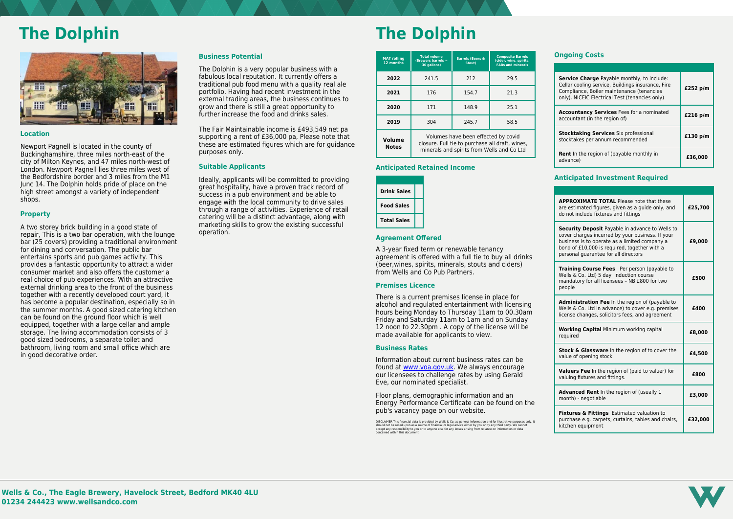# The Dolphin

## Location

Newport Pagnell is located in the county of Buckinghamshire, three miles north-east of the city of Milton Keynes, and 47 miles north-west of London. Newport Pagnell lies three miles west of the Bedfordshire border and 3 miles from the M1 Junc 14. The Dolphin holds pride of place on the high street amongst a variety of independent shops.

## Property

A two storey brick building in a good state of repair, This is a two bar operation, with the lounge bar (25 covers) providing a traditional environment for dining and conversation. The public bar entertains sports and pub games activity. This provides a fantastic opportunity to attract a wider consumer market and also offers the customer a real choice of pub experiences. With an attractive external drinking area to the front of the business together with a recently developed court yard, it has become a popular destination, especially so in the summer months. A good sized catering kitchen can be found on the ground floor which is well equipped, together with a large cellar and ample storage. The living accommodation consists of 3 good sized bedrooms, a separate toilet and bathroom, living room and small office which are in good decorative order.

## Business Potential

The Dolphin is a very popular business with a fabulous local reputation. It currently offers a traditional pub food menu with a quality real ale portfolio. Having had recent investment in the external trading areas, the business continues to grow and there is still a great opportunity to further increase the food and drinks sales.

The Fair Maintainable income is £493,549 net pa supporting a rent of £36,000 pa, Please note that these are estimated figures which are for guidance purposes only.

## Suitable Applicants

Ideally, applicants will be committed to providing great hospitality, have a proven track record of success in a pub environment and be able to engage with the local community to drive sales through a range of activities. Experience of retail catering will be a distinct advantage, along with marketing skills to grow the existing successful operation.

# The Dolphin

| MAT rolling 12 months | Total volume (Brewers barrels = 36 gallons) | Barrels (Beers & Stout) | Composite Barrels (cider, wine, spirits, FABs and minerals |
|---|---|---|---|
| 2022 | 241.5 | 212 | 29.5 |
| 2021 | 176 | 154.7 | 21.3 |
| 2020 | 171 | 148.9 | 25.1 |
| 2019 | 304 | 245.7 | 58.5 |
| Volume Notes | Volumes have been effected by covid closure. Full tie to purchase all draft, wines, minerals and spirits from Wells and Co Ltd | | |

## Anticipated Retained Income

| | |
|---|---|
| Drink Sales | |
| Food Sales | |
| Total Sales | |

## Agreement Offered

A 3-year fixed term or renewable tenancy agreement is offered with a full tie to buy all drinks (beer,wines, spirits, minerals, stouts and ciders) from Wells and Co Pub Partners.

## Premises Licence

There is a current premises license in place for alcohol and regulated entertainment with licensing hours being Monday to Thursday 11am to 00.30am Friday and Saturday 11am to 1am and on Sunday 12 noon to 22.30pm . A copy of the license will be made available for applicants to view.

## Business Rates

Information about current business rates can be found at www.voa.gov.uk. We always encourage our licensees to challenge rates by using Gerald Eve, our nominated specialist.

Floor plans, demographic information and an Energy Performance Certificate can be found on the pub's vacancy page on our website.

DISCLAIMER This financial data is provided by Wells & Co. as general information and for illustrative purposes only. It should not be relied upon as a source of financial or legal advice either by you or by any third party. We cannot accept any responsibility to you or to anyone else for any losses arising from reliance on information or data contained within this document.

## Ongoing Costs

| | |
|---|---|
| **Service Charge** Payable monthly, to include: Cellar cooling service, Buildings insurance, Fire Compliance, Boiler maintenance (tenancies only). NICEIC Electrical Test (tenancies only) | £252 p/m |
| **Accountancy Services** Fees for a nominated accountant (in the region of) | £216 p/m |
| **Stocktaking Services** Six professional stocktakes per annum recommended | £130 p/m |
| **Rent** In the region of (payable monthly in advance) | £36,000 |

## Anticipated Investment Required

| | |
|---|---|
| **APPROXIMATE TOTAL** Please note that these are estimated figures, given as a guide only, and do not include fixtures and fittings | £25,700 |
| **Security Deposit** Payable in advance to Wells to cover charges incurred by your business. If your business is to operate as a limited company a bond of £10,000 is required, together with a personal guarantee for all directors | £9,000 |
| **Training Course Fees** Per person (payable to Wells & Co. Ltd) 5 day induction course mandatory for all licensees – NB £800 for two people | £500 |
| **Administration Fee** In the region of (payable to Wells & Co. Ltd in advance) to cover e.g. premises license changes, solicitors fees, and agreement | £400 |
| **Working Capital** Minimum working capital required | £8,000 |
| **Stock & Glassware** In the region of to cover the value of opening stock | £4,500 |
| **Valuers Fee** In the region of (paid to valuer) for valuing fixtures and fittings. | £800 |
| **Advanced Rent** In the region of (usually 1 month) - negotiable | £3,000 |
| **Fixtures & Fittings** Estimated valuation to purchase e.g. carpets, curtains, tables and chairs, kitchen equipment | £32,000 |

**Wells & Co., The Eagle Brewery, Havelock Street, Bedford MK40 4LU**
**01234 244423 www.wellsandco.com**